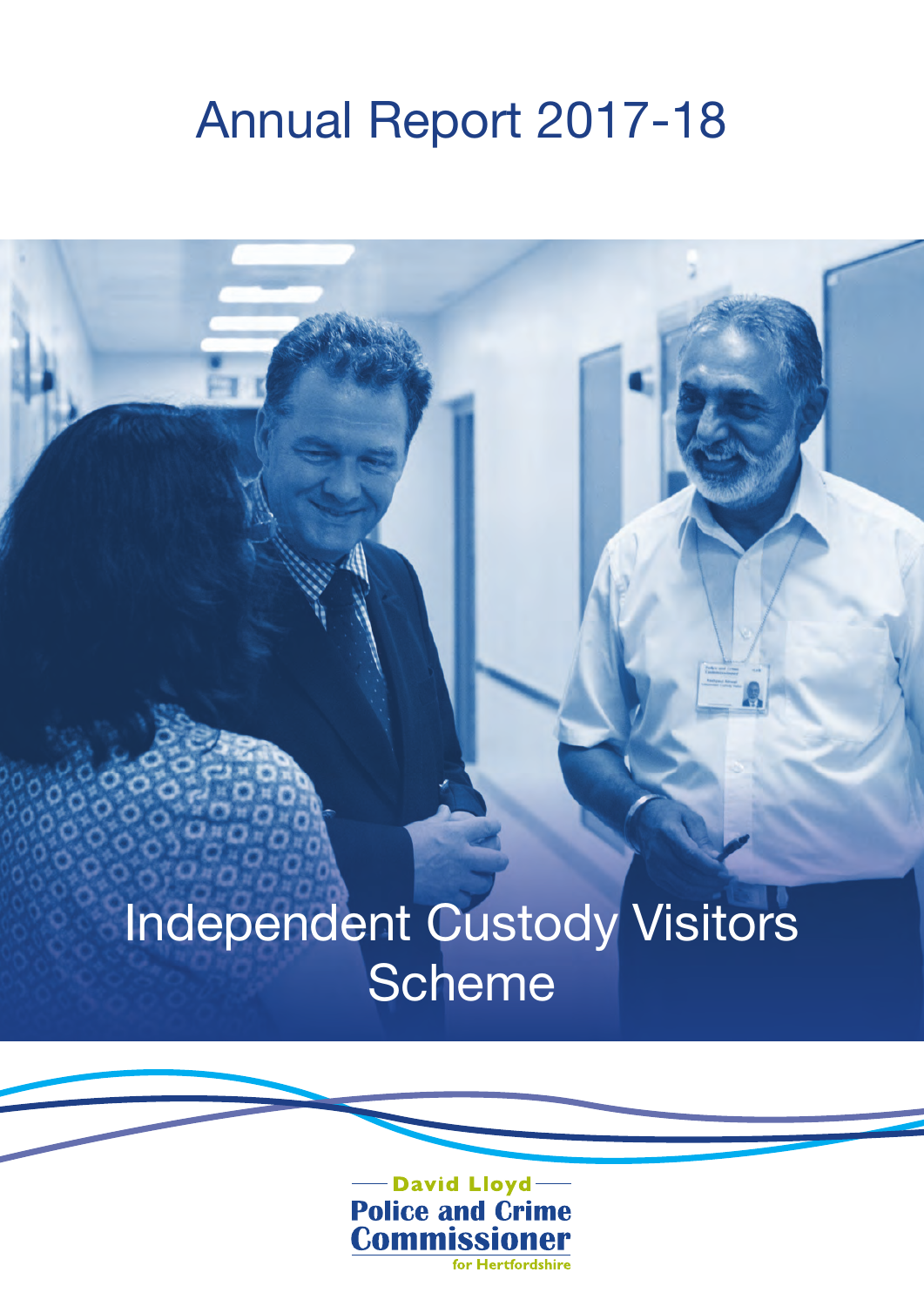# Annual Report 2017-18

# Independent Custody Visitors Scheme

David Lloyd
**Police and Crime Commissioner**
for Hertfordshire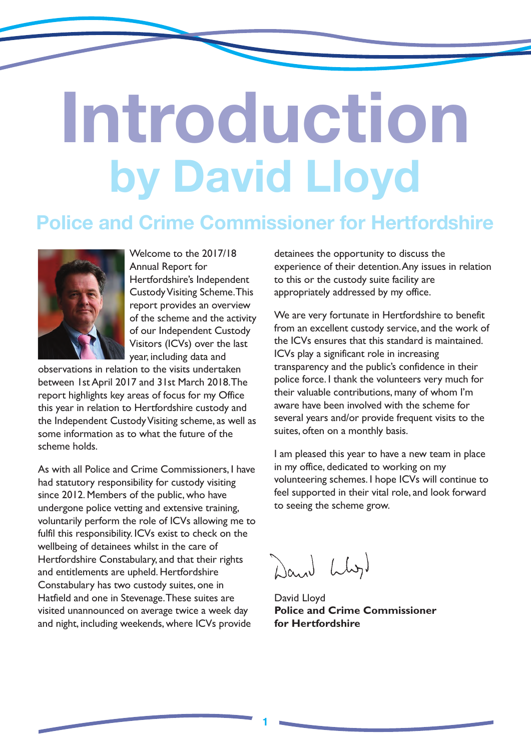# Introduction by David Lloyd

## Police and Crime Commissioner for Hertfordshire

Welcome to the 2017/18 Annual Report for Hertfordshire's Independent Custody Visiting Scheme. This report provides an overview of the scheme and the activity of our Independent Custody Visitors (ICVs) over the last year, including data and observations in relation to the visits undertaken between 1st April 2017 and 31st March 2018. The report highlights key areas of focus for my Office this year in relation to Hertfordshire custody and the Independent Custody Visiting scheme, as well as some information as to what the future of the scheme holds.

As with all Police and Crime Commissioners, I have had statutory responsibility for custody visiting since 2012. Members of the public, who have undergone police vetting and extensive training, voluntarily perform the role of ICVs allowing me to fulfil this responsibility. ICVs exist to check on the wellbeing of detainees whilst in the care of Hertfordshire Constabulary, and that their rights and entitlements are upheld. Hertfordshire Constabulary has two custody suites, one in Hatfield and one in Stevenage. These suites are visited unannounced on average twice a week day and night, including weekends, where ICVs provide detainees the opportunity to discuss the experience of their detention. Any issues in relation to this or the custody suite facility are appropriately addressed by my office.

We are very fortunate in Hertfordshire to benefit from an excellent custody service, and the work of the ICVs ensures that this standard is maintained. ICVs play a significant role in increasing transparency and the public's confidence in their police force. I thank the volunteers very much for their valuable contributions, many of whom I'm aware have been involved with the scheme for several years and/or provide frequent visits to the suites, often on a monthly basis.

I am pleased this year to have a new team in place in my office, dedicated to working on my volunteering schemes. I hope ICVs will continue to feel supported in their vital role, and look forward to seeing the scheme grow.

David Lloyd
**Police and Crime Commissioner for Hertfordshire**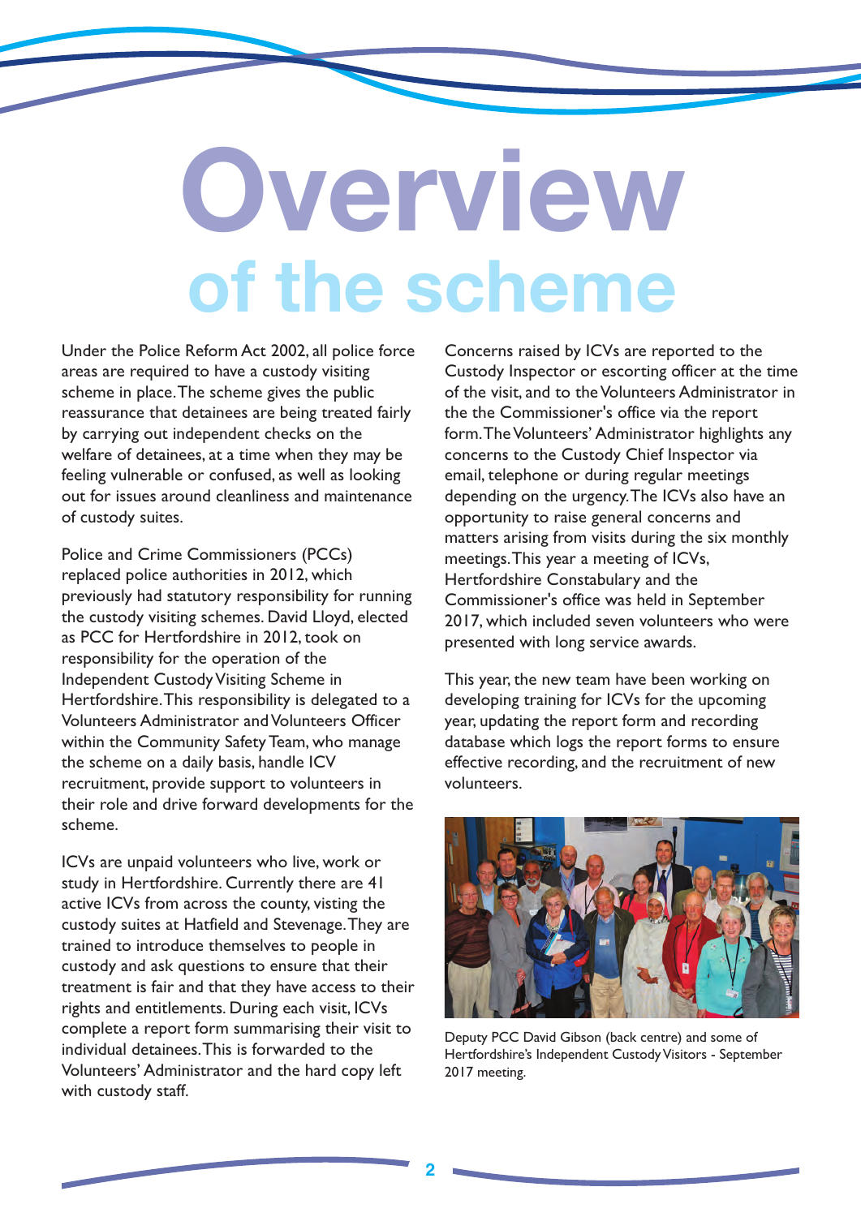# Overview
## of the scheme

Under the Police Reform Act 2002, all police force areas are required to have a custody visiting scheme in place. The scheme gives the public reassurance that detainees are being treated fairly by carrying out independent checks on the welfare of detainees, at a time when they may be feeling vulnerable or confused, as well as looking out for issues around cleanliness and maintenance of custody suites.

Police and Crime Commissioners (PCCs) replaced police authorities in 2012, which previously had statutory responsibility for running the custody visiting schemes. David Lloyd, elected as PCC for Hertfordshire in 2012, took on responsibility for the operation of the Independent Custody Visiting Scheme in Hertfordshire. This responsibility is delegated to a Volunteers Administrator and Volunteers Officer within the Community Safety Team, who manage the scheme on a daily basis, handle ICV recruitment, provide support to volunteers in their role and drive forward developments for the scheme.

ICVs are unpaid volunteers who live, work or study in Hertfordshire. Currently there are 41 active ICVs from across the county, visting the custody suites at Hatfield and Stevenage. They are trained to introduce themselves to people in custody and ask questions to ensure that their treatment is fair and that they have access to their rights and entitlements. During each visit, ICVs complete a report form summarising their visit to individual detainees. This is forwarded to the Volunteers' Administrator and the hard copy left with custody staff.

Concerns raised by ICVs are reported to the Custody Inspector or escorting officer at the time of the visit, and to the Volunteers Administrator in the the Commissioner's office via the report form. The Volunteers' Administrator highlights any concerns to the Custody Chief Inspector via email, telephone or during regular meetings depending on the urgency. The ICVs also have an opportunity to raise general concerns and matters arising from visits during the six monthly meetings. This year a meeting of ICVs, Hertfordshire Constabulary and the Commissioner's office was held in September 2017, which included seven volunteers who were presented with long service awards.

This year, the new team have been working on developing training for ICVs for the upcoming year, updating the report form and recording database which logs the report forms to ensure effective recording, and the recruitment of new volunteers.

Deputy PCC David Gibson (back centre) and some of Hertfordshire's Independent Custody Visitors - September 2017 meeting.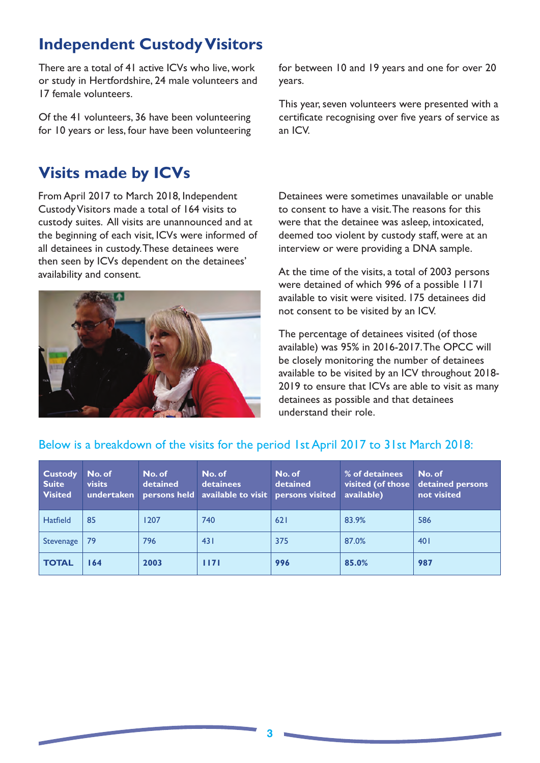## Independent Custody Visitors

There are a total of 41 active ICVs who live, work or study in Hertfordshire, 24 male volunteers and 17 female volunteers.

Of the 41 volunteers, 36 have been volunteering for 10 years or less, four have been volunteering for between 10 and 19 years and one for over 20 years.

This year, seven volunteers were presented with a certificate recognising over five years of service as an ICV.

## Visits made by ICVs

From April 2017 to March 2018, Independent Custody Visitors made a total of 164 visits to custody suites. All visits are unannounced and at the beginning of each visit, ICVs were informed of all detainees in custody. These detainees were then seen by ICVs dependent on the detainees' availability and consent.

Detainees were sometimes unavailable or unable to consent to have a visit. The reasons for this were that the detainee was asleep, intoxicated, deemed too violent by custody staff, were at an interview or were providing a DNA sample.

At the time of the visits, a total of 2003 persons were detained of which 996 of a possible 1171 available to visit were visited. 175 detainees did not consent to be visited by an ICV.

The percentage of detainees visited (of those available) was 95% in 2016-2017. The OPCC will be closely monitoring the number of detainees available to be visited by an ICV throughout 2018-2019 to ensure that ICVs are able to visit as many detainees as possible and that detainees understand their role.

Below is a breakdown of the visits for the period 1st April 2017 to 31st March 2018:

| Custody Suite Visited | No. of visits undertaken | No. of detained persons held | No. of detainees available to visit | No. of detained persons visited | % of detainees visited (of those available) | No. of detained persons not visited |
|---|---|---|---|---|---|---|
| Hatfield | 85 | 1207 | 740 | 621 | 83.9% | 586 |
| Stevenage | 79 | 796 | 431 | 375 | 87.0% | 401 |
| **TOTAL** | **164** | **2003** | **1171** | **996** | **85.0%** | **987** |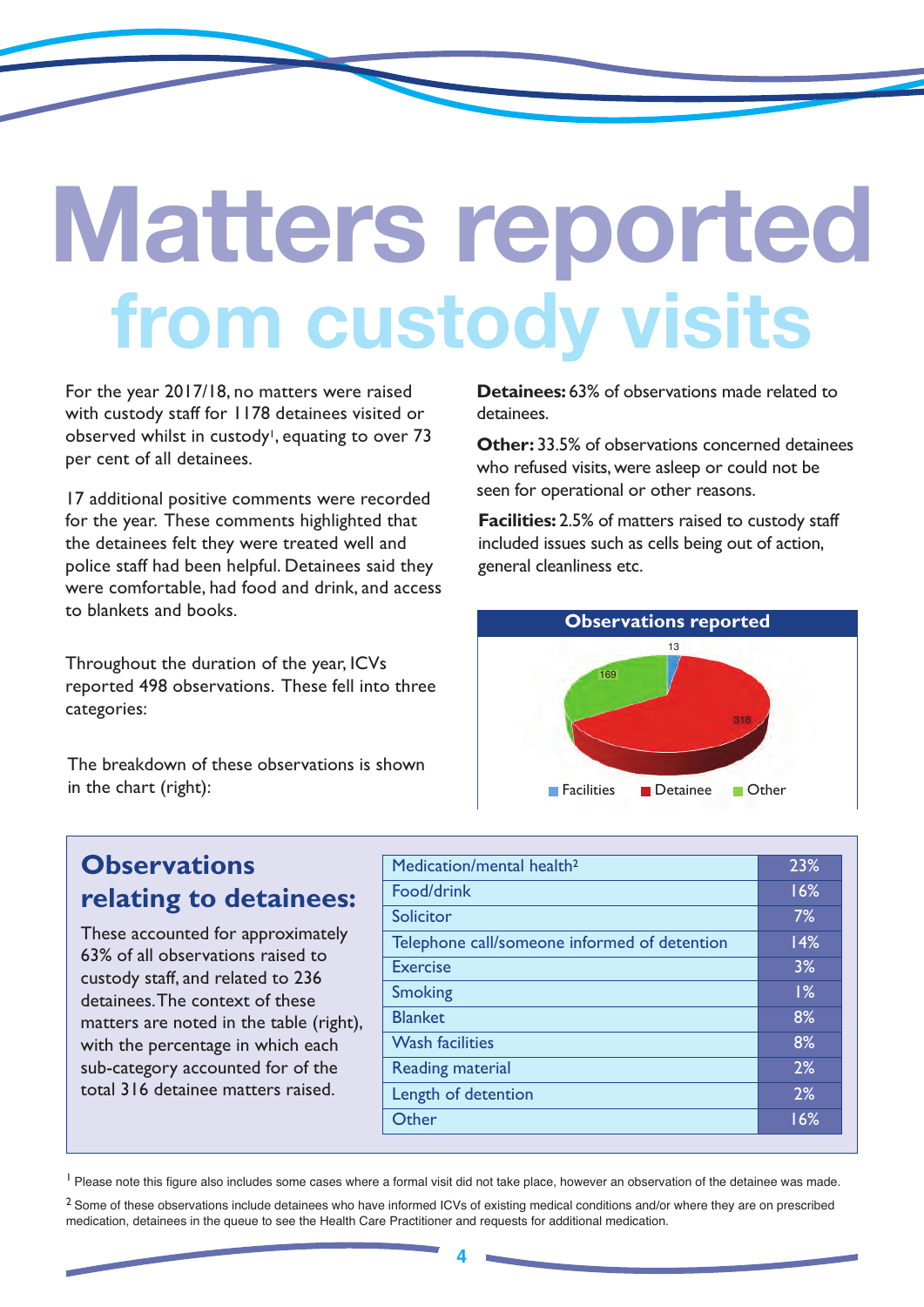# Matters reported from custody visits

For the year 2017/18, no matters were raised with custody staff for 1178 detainees visited or observed whilst in custody[1], equating to over 73 per cent of all detainees.

17 additional positive comments were recorded for the year. These comments highlighted that the detainees felt they were treated well and police staff had been helpful. Detainees said they were comfortable, had food and drink, and access to blankets and books.

Throughout the duration of the year, ICVs reported 498 observations. These fell into three categories:

The breakdown of these observations is shown in the chart (right):

**Detainees:** 63% of observations made related to detainees.

**Other:** 33.5% of observations concerned detainees who refused visits, were asleep or could not be seen for operational or other reasons.

**Facilities:** 2.5% of matters raised to custody staff included issues such as cells being out of action, general cleanliness etc.

**Observations reported**

| Category | Number |
|---|---|
| Facilities | 13 |
| Detainee | 316 |
| Other | 169 |

## Observations relating to detainees:

These accounted for approximately 63% of all observations raised to custody staff, and related to 236 detainees. The context of these matters are noted in the table (right), with the percentage in which each sub-category accounted for of the total 316 detainee matters raised.

| Sub-category | Percentage |
|---|---|
| Medication/mental health[2] | 23% |
| Food/drink | 16% |
| Solicitor | 7% |
| Telephone call/someone informed of detention | 14% |
| Exercise | 3% |
| Smoking | 1% |
| Blanket | 8% |
| Wash facilities | 8% |
| Reading material | 2% |
| Length of detention | 2% |
| Other | 16% |

[1] Please note this figure also includes some cases where a formal visit did not take place, however an observation of the detainee was made.

[2] Some of these observations include detainees who have informed ICVs of existing medical conditions and/or where they are on prescribed medication, detainees in the queue to see the Health Care Practitioner and requests for additional medication.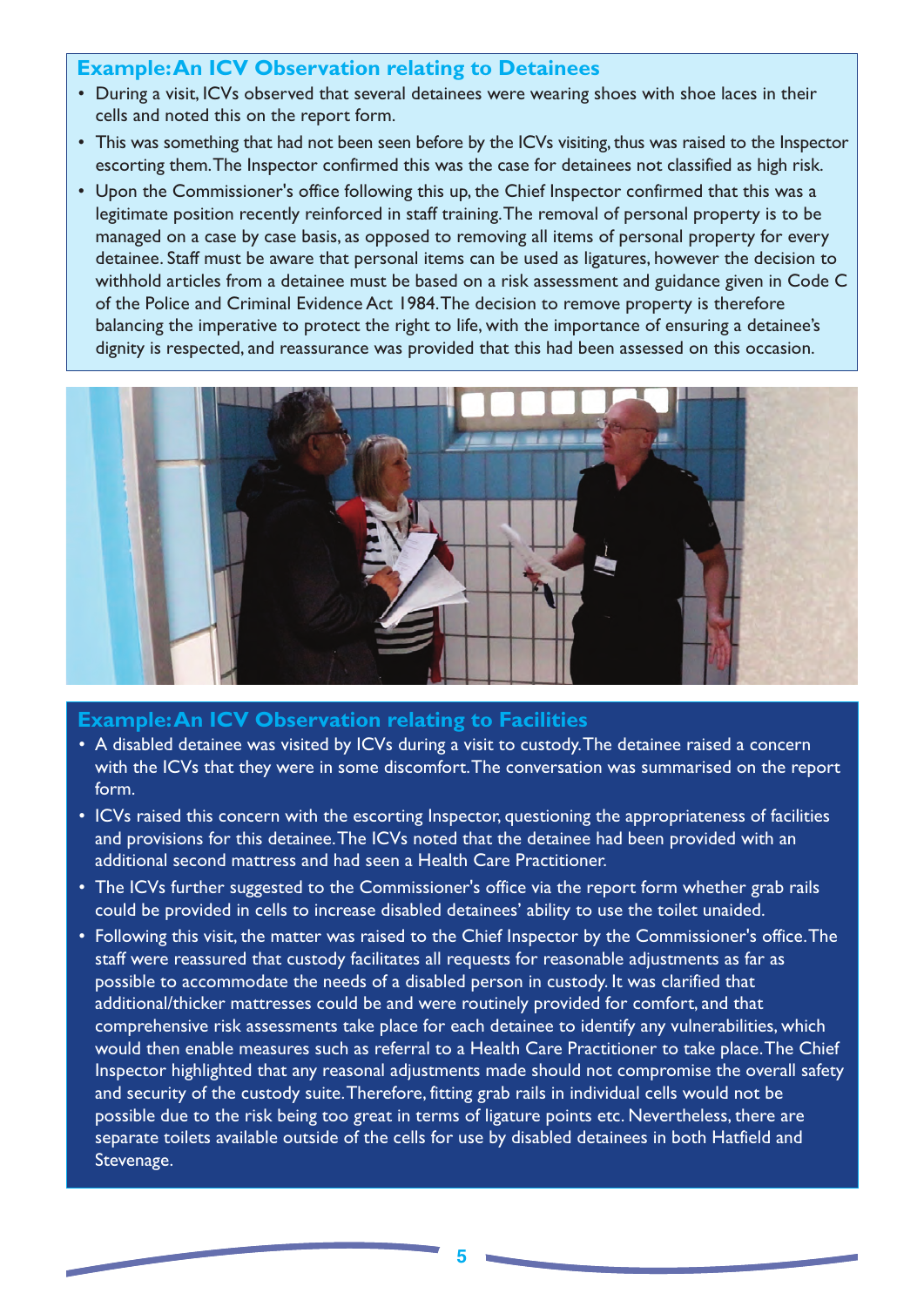## Example: An ICV Observation relating to Detainees

- During a visit, ICVs observed that several detainees were wearing shoes with shoe laces in their cells and noted this on the report form.
- This was something that had not been seen before by the ICVs visiting, thus was raised to the Inspector escorting them. The Inspector confirmed this was the case for detainees not classified as high risk.
- Upon the Commissioner's office following this up, the Chief Inspector confirmed that this was a legitimate position recently reinforced in staff training. The removal of personal property is to be managed on a case by case basis, as opposed to removing all items of personal property for every detainee. Staff must be aware that personal items can be used as ligatures, however the decision to withhold articles from a detainee must be based on a risk assessment and guidance given in Code C of the Police and Criminal Evidence Act 1984. The decision to remove property is therefore balancing the imperative to protect the right to life, with the importance of ensuring a detainee's dignity is respected, and reassurance was provided that this had been assessed on this occasion.

## Example: An ICV Observation relating to Facilities

- A disabled detainee was visited by ICVs during a visit to custody. The detainee raised a concern with the ICVs that they were in some discomfort. The conversation was summarised on the report form.
- ICVs raised this concern with the escorting Inspector, questioning the appropriateness of facilities and provisions for this detainee. The ICVs noted that the detainee had been provided with an additional second mattress and had seen a Health Care Practitioner.
- The ICVs further suggested to the Commissioner's office via the report form whether grab rails could be provided in cells to increase disabled detainees' ability to use the toilet unaided.
- Following this visit, the matter was raised to the Chief Inspector by the Commissioner's office. The staff were reassured that custody facilitates all requests for reasonable adjustments as far as possible to accommodate the needs of a disabled person in custody. It was clarified that additional/thicker mattresses could be and were routinely provided for comfort, and that comprehensive risk assessments take place for each detainee to identify any vulnerabilities, which would then enable measures such as referral to a Health Care Practitioner to take place. The Chief Inspector highlighted that any reasonal adjustments made should not compromise the overall safety and security of the custody suite. Therefore, fitting grab rails in individual cells would not be possible due to the risk being too great in terms of ligature points etc. Nevertheless, there are separate toilets available outside of the cells for use by disabled detainees in both Hatfield and Stevenage.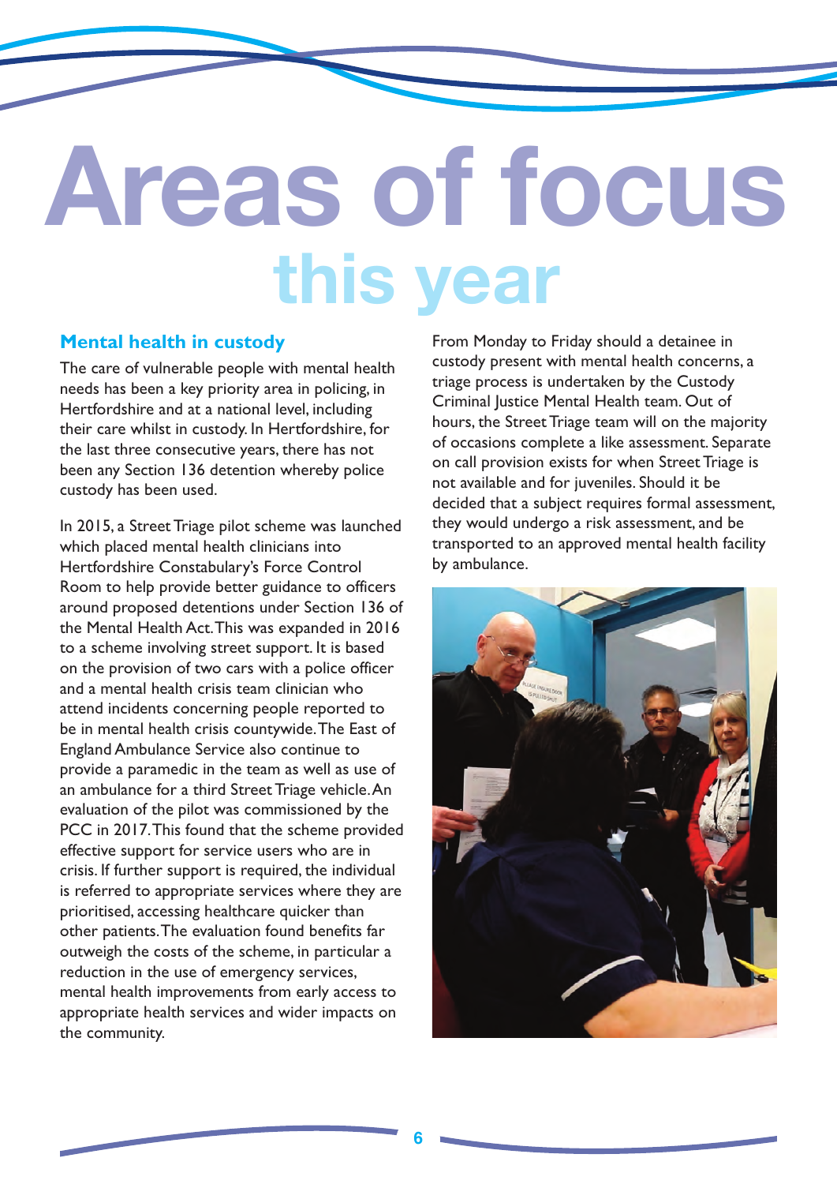# Areas of focus this year

## Mental health in custody

The care of vulnerable people with mental health needs has been a key priority area in policing, in Hertfordshire and at a national level, including their care whilst in custody. In Hertfordshire, for the last three consecutive years, there has not been any Section 136 detention whereby police custody has been used.

In 2015, a Street Triage pilot scheme was launched which placed mental health clinicians into Hertfordshire Constabulary's Force Control Room to help provide better guidance to officers around proposed detentions under Section 136 of the Mental Health Act. This was expanded in 2016 to a scheme involving street support. It is based on the provision of two cars with a police officer and a mental health crisis team clinician who attend incidents concerning people reported to be in mental health crisis countywide. The East of England Ambulance Service also continue to provide a paramedic in the team as well as use of an ambulance for a third Street Triage vehicle. An evaluation of the pilot was commissioned by the PCC in 2017. This found that the scheme provided effective support for service users who are in crisis. If further support is required, the individual is referred to appropriate services where they are prioritised, accessing healthcare quicker than other patients. The evaluation found benefits far outweigh the costs of the scheme, in particular a reduction in the use of emergency services, mental health improvements from early access to appropriate health services and wider impacts on the community.

From Monday to Friday should a detainee in custody present with mental health concerns, a triage process is undertaken by the Custody Criminal Justice Mental Health team. Out of hours, the Street Triage team will on the majority of occasions complete a like assessment. Separate on call provision exists for when Street Triage is not available and for juveniles. Should it be decided that a subject requires formal assessment, they would undergo a risk assessment, and be transported to an approved mental health facility by ambulance.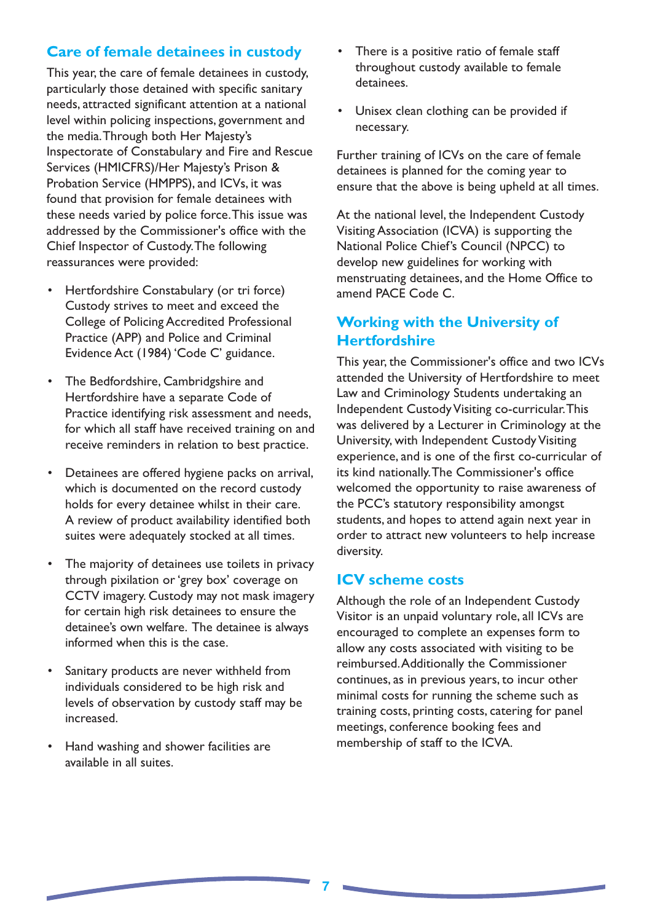## Care of female detainees in custody

This year, the care of female detainees in custody, particularly those detained with specific sanitary needs, attracted significant attention at a national level within policing inspections, government and the media. Through both Her Majesty's Inspectorate of Constabulary and Fire and Rescue Services (HMICFRS)/Her Majesty's Prison & Probation Service (HMPPS), and ICVs, it was found that provision for female detainees with these needs varied by police force. This issue was addressed by the Commissioner's office with the Chief Inspector of Custody. The following reassurances were provided:

- Hertfordshire Constabulary (or tri force) Custody strives to meet and exceed the College of Policing Accredited Professional Practice (APP) and Police and Criminal Evidence Act (1984) 'Code C' guidance.
- The Bedfordshire, Cambridgshire and Hertfordshire have a separate Code of Practice identifying risk assessment and needs, for which all staff have received training on and receive reminders in relation to best practice.
- Detainees are offered hygiene packs on arrival, which is documented on the record custody holds for every detainee whilst in their care. A review of product availability identified both suites were adequately stocked at all times.
- The majority of detainees use toilets in privacy through pixilation or 'grey box' coverage on CCTV imagery. Custody may not mask imagery for certain high risk detainees to ensure the detainee's own welfare. The detainee is always informed when this is the case.
- Sanitary products are never withheld from individuals considered to be high risk and levels of observation by custody staff may be increased.
- Hand washing and shower facilities are available in all suites.
- There is a positive ratio of female staff throughout custody available to female detainees.
- Unisex clean clothing can be provided if necessary.

Further training of ICVs on the care of female detainees is planned for the coming year to ensure that the above is being upheld at all times.

At the national level, the Independent Custody Visiting Association (ICVA) is supporting the National Police Chief's Council (NPCC) to develop new guidelines for working with menstruating detainees, and the Home Office to amend PACE Code C.

## Working with the University of Hertfordshire

This year, the Commissioner's office and two ICVs attended the University of Hertfordshire to meet Law and Criminology Students undertaking an Independent Custody Visiting co-curricular. This was delivered by a Lecturer in Criminology at the University, with Independent Custody Visiting experience, and is one of the first co-curricular of its kind nationally. The Commissioner's office welcomed the opportunity to raise awareness of the PCC's statutory responsibility amongst students, and hopes to attend again next year in order to attract new volunteers to help increase diversity.

## ICV scheme costs

Although the role of an Independent Custody Visitor is an unpaid voluntary role, all ICVs are encouraged to complete an expenses form to allow any costs associated with visiting to be reimbursed. Additionally the Commissioner continues, as in previous years, to incur other minimal costs for running the scheme such as training costs, printing costs, catering for panel meetings, conference booking fees and membership of staff to the ICVA.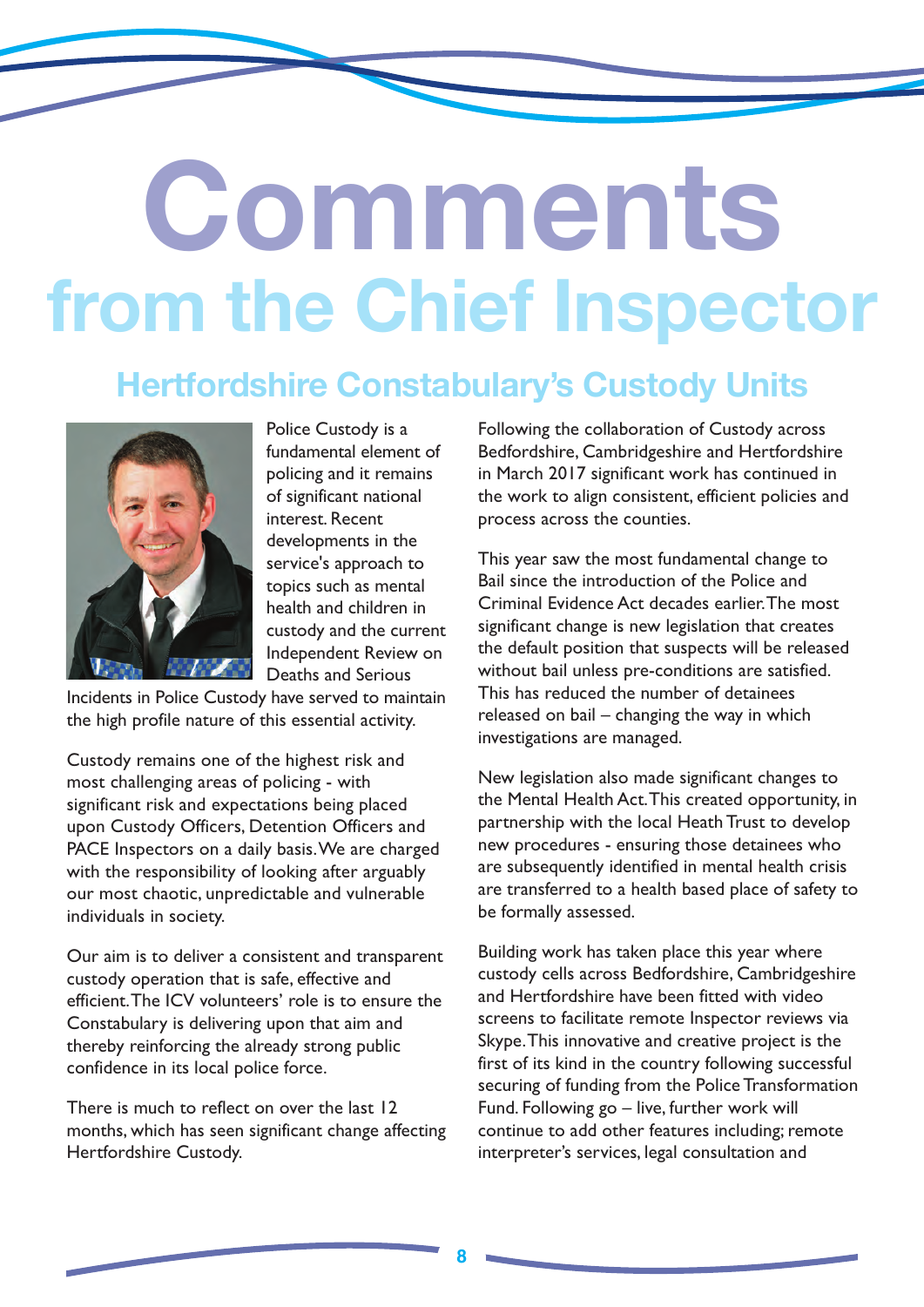# Comments from the Chief Inspector

## Hertfordshire Constabulary's Custody Units

Police Custody is a fundamental element of policing and it remains of significant national interest. Recent developments in the service's approach to topics such as mental health and children in custody and the current Independent Review on Deaths and Serious Incidents in Police Custody have served to maintain the high profile nature of this essential activity.

Custody remains one of the highest risk and most challenging areas of policing - with significant risk and expectations being placed upon Custody Officers, Detention Officers and PACE Inspectors on a daily basis. We are charged with the responsibility of looking after arguably our most chaotic, unpredictable and vulnerable individuals in society.

Our aim is to deliver a consistent and transparent custody operation that is safe, effective and efficient. The ICV volunteers' role is to ensure the Constabulary is delivering upon that aim and thereby reinforcing the already strong public confidence in its local police force.

There is much to reflect on over the last 12 months, which has seen significant change affecting Hertfordshire Custody.

Following the collaboration of Custody across Bedfordshire, Cambridgeshire and Hertfordshire in March 2017 significant work has continued in the work to align consistent, efficient policies and process across the counties.

This year saw the most fundamental change to Bail since the introduction of the Police and Criminal Evidence Act decades earlier. The most significant change is new legislation that creates the default position that suspects will be released without bail unless pre-conditions are satisfied. This has reduced the number of detainees released on bail – changing the way in which investigations are managed.

New legislation also made significant changes to the Mental Health Act. This created opportunity, in partnership with the local Heath Trust to develop new procedures - ensuring those detainees who are subsequently identified in mental health crisis are transferred to a health based place of safety to be formally assessed.

Building work has taken place this year where custody cells across Bedfordshire, Cambridgeshire and Hertfordshire have been fitted with video screens to facilitate remote Inspector reviews via Skype. This innovative and creative project is the first of its kind in the country following successful securing of funding from the Police Transformation Fund. Following go – live, further work will continue to add other features including; remote interpreter's services, legal consultation and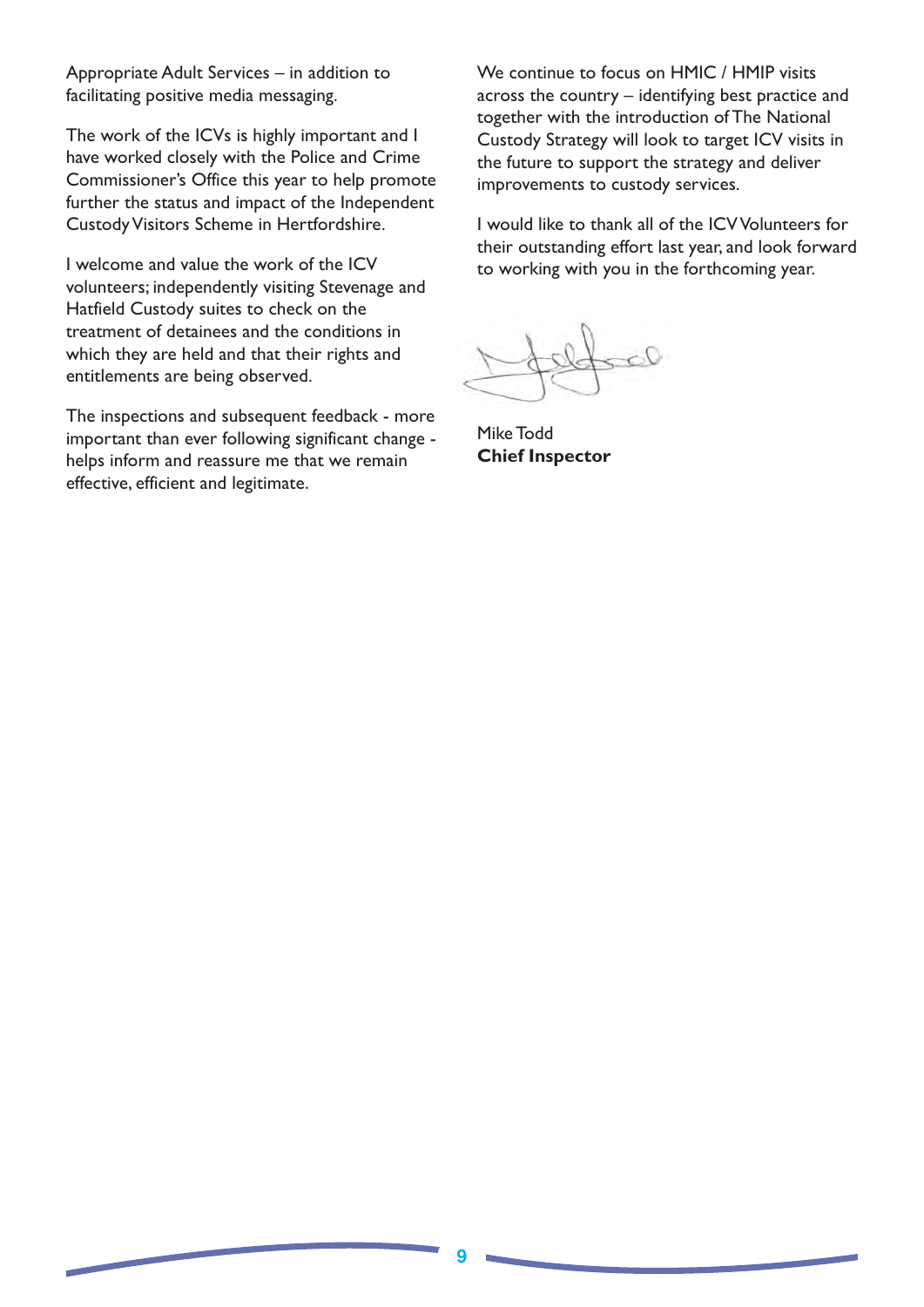Appropriate Adult Services – in addition to facilitating positive media messaging.

The work of the ICVs is highly important and I have worked closely with the Police and Crime Commissioner's Office this year to help promote further the status and impact of the Independent Custody Visitors Scheme in Hertfordshire.

I welcome and value the work of the ICV volunteers; independently visiting Stevenage and Hatfield Custody suites to check on the treatment of detainees and the conditions in which they are held and that their rights and entitlements are being observed.

The inspections and subsequent feedback - more important than ever following significant change - helps inform and reassure me that we remain effective, efficient and legitimate.

We continue to focus on HMIC / HMIP visits across the country – identifying best practice and together with the introduction of The National Custody Strategy will look to target ICV visits in the future to support the strategy and deliver improvements to custody services.

I would like to thank all of the ICV Volunteers for their outstanding effort last year, and look forward to working with you in the forthcoming year.

Mike Todd
**Chief Inspector**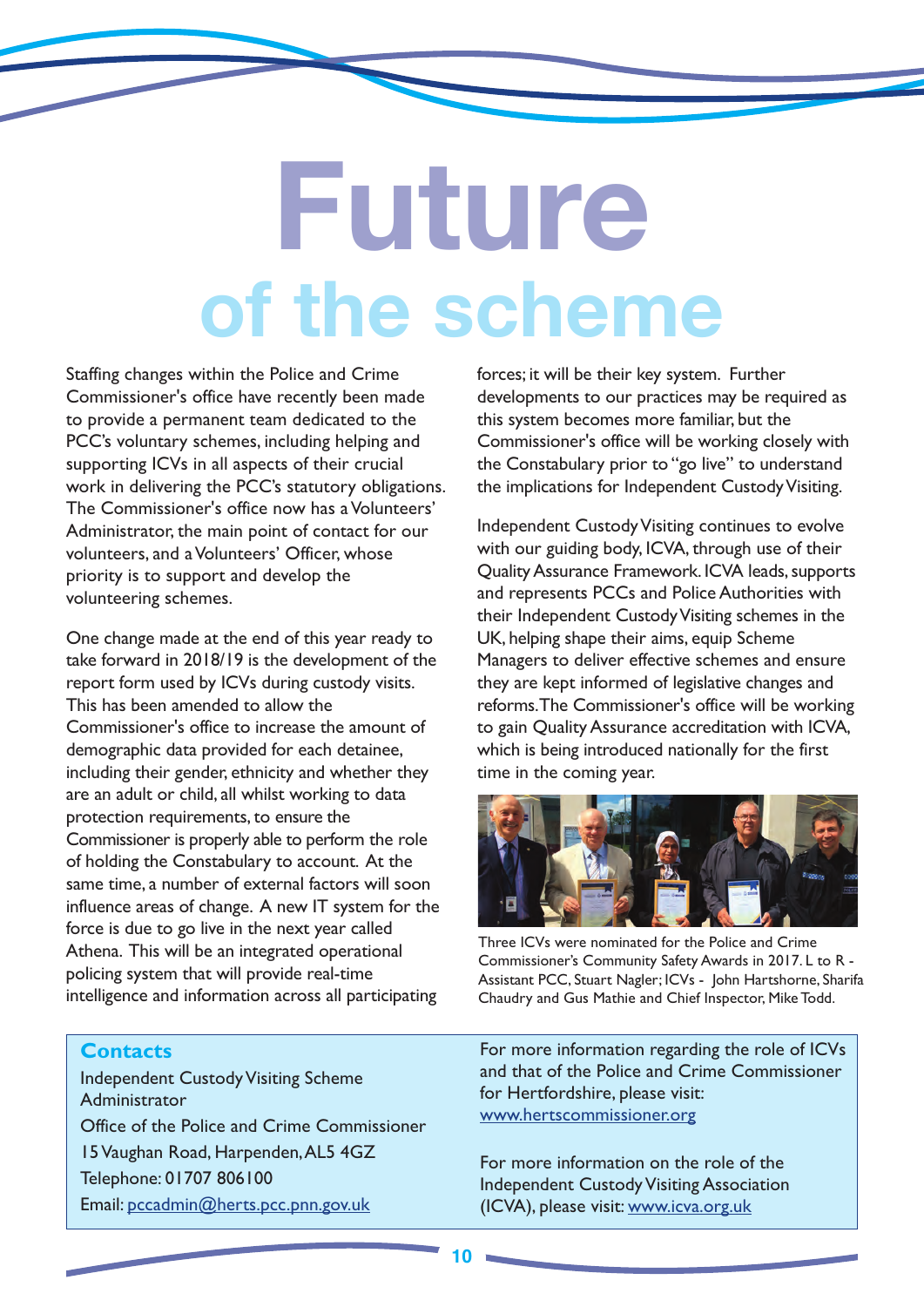# Future of the scheme

Staffing changes within the Police and Crime Commissioner's office have recently been made to provide a permanent team dedicated to the PCC's voluntary schemes, including helping and supporting ICVs in all aspects of their crucial work in delivering the PCC's statutory obligations. The Commissioner's office now has a Volunteers' Administrator, the main point of contact for our volunteers, and a Volunteers' Officer, whose priority is to support and develop the volunteering schemes.

One change made at the end of this year ready to take forward in 2018/19 is the development of the report form used by ICVs during custody visits. This has been amended to allow the Commissioner's office to increase the amount of demographic data provided for each detainee, including their gender, ethnicity and whether they are an adult or child, all whilst working to data protection requirements, to ensure the Commissioner is properly able to perform the role of holding the Constabulary to account. At the same time, a number of external factors will soon influence areas of change. A new IT system for the force is due to go live in the next year called Athena. This will be an integrated operational policing system that will provide real-time intelligence and information across all participating forces; it will be their key system. Further developments to our practices may be required as this system becomes more familiar, but the Commissioner's office will be working closely with the Constabulary prior to "go live" to understand the implications for Independent Custody Visiting.

Independent Custody Visiting continues to evolve with our guiding body, ICVA, through use of their Quality Assurance Framework. ICVA leads, supports and represents PCCs and Police Authorities with their Independent Custody Visiting schemes in the UK, helping shape their aims, equip Scheme Managers to deliver effective schemes and ensure they are kept informed of legislative changes and reforms. The Commissioner's office will be working to gain Quality Assurance accreditation with ICVA, which is being introduced nationally for the first time in the coming year.

Three ICVs were nominated for the Police and Crime Commissioner's Community Safety Awards in 2017. L to R - Assistant PCC, Stuart Nagler; ICVs - John Hartshorne, Sharifa Chaudry and Gus Mathie and Chief Inspector, Mike Todd.

## Contacts

Independent Custody Visiting Scheme Administrator

Office of the Police and Crime Commissioner

15 Vaughan Road, Harpenden, AL5 4GZ

Telephone: 01707 806100

Email: pccadmin@herts.pcc.pnn.gov.uk

For more information regarding the role of ICVs and that of the Police and Crime Commissioner for Hertfordshire, please visit: www.hertscommissioner.org

For more information on the role of the Independent Custody Visiting Association (ICVA), please visit: www.icva.org.uk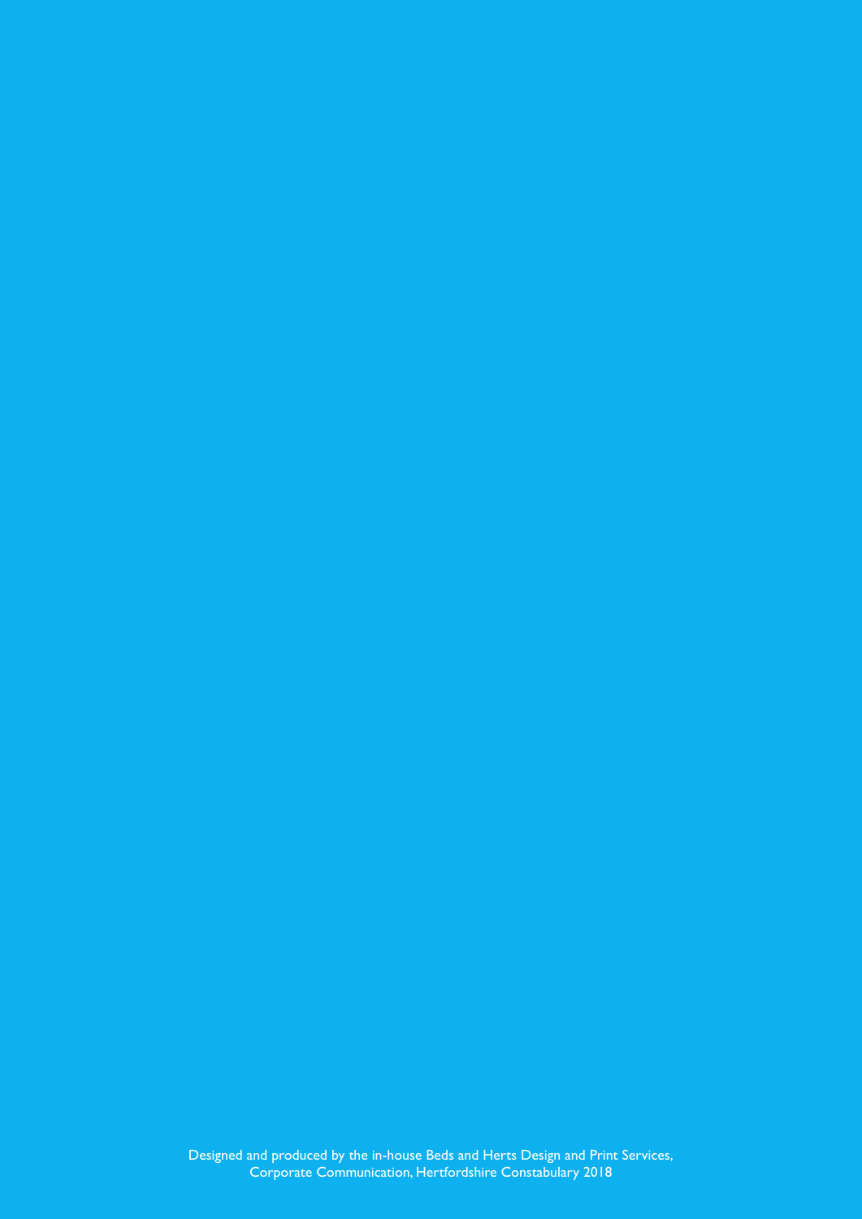Designed and produced by the in-house Beds and Herts Design and Print Services, Corporate Communication, Hertfordshire Constabulary 2018